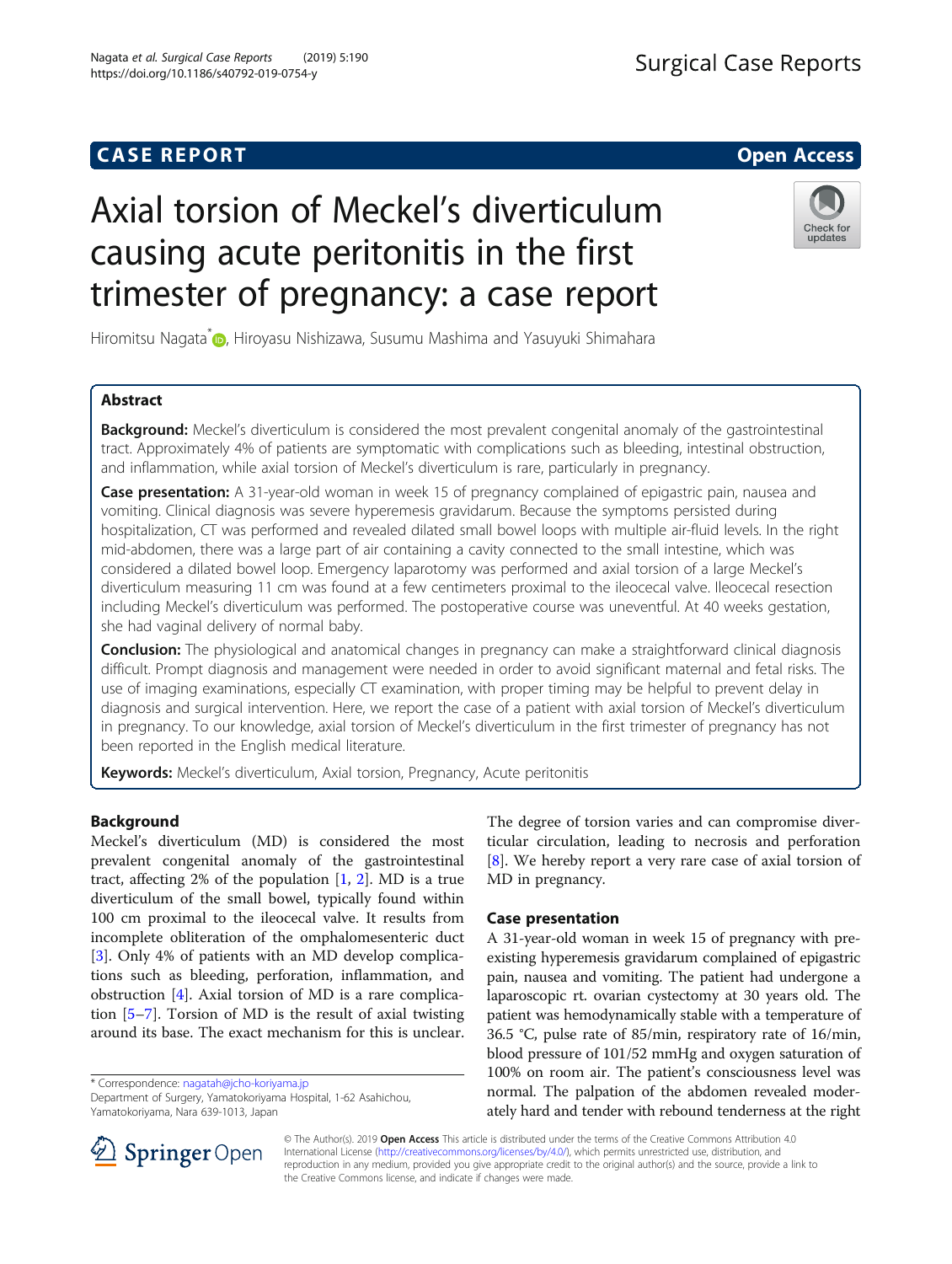CASE REPORT

Open Access

# Axial torsion of Meckel's diverticulum causing acute peritonitis in the first trimester of pregnancy: a case report

Hiromitsu Nagata*, Hiroyasu Nishizawa, Susumu Mashima and Yasuyuki Shimahara

## Abstract

**Background:** Meckel's diverticulum is considered the most prevalent congenital anomaly of the gastrointestinal tract. Approximately 4% of patients are symptomatic with complications such as bleeding, intestinal obstruction, and inflammation, while axial torsion of Meckel's diverticulum is rare, particularly in pregnancy.

**Case presentation:** A 31-year-old woman in week 15 of pregnancy complained of epigastric pain, nausea and vomiting. Clinical diagnosis was severe hyperemesis gravidarum. Because the symptoms persisted during hospitalization, CT was performed and revealed dilated small bowel loops with multiple air-fluid levels. In the right mid-abdomen, there was a large part of air containing a cavity connected to the small intestine, which was considered a dilated bowel loop. Emergency laparotomy was performed and axial torsion of a large Meckel's diverticulum measuring 11 cm was found at a few centimeters proximal to the ileocecal valve. Ileocecal resection including Meckel's diverticulum was performed. The postoperative course was uneventful. At 40 weeks gestation, she had vaginal delivery of normal baby.

**Conclusion:** The physiological and anatomical changes in pregnancy can make a straightforward clinical diagnosis difficult. Prompt diagnosis and management were needed in order to avoid significant maternal and fetal risks. The use of imaging examinations, especially CT examination, with proper timing may be helpful to prevent delay in diagnosis and surgical intervention. Here, we report the case of a patient with axial torsion of Meckel's diverticulum in pregnancy. To our knowledge, axial torsion of Meckel's diverticulum in the first trimester of pregnancy has not been reported in the English medical literature.

**Keywords:** Meckel's diverticulum, Axial torsion, Pregnancy, Acute peritonitis

## Background

Meckel's diverticulum (MD) is considered the most prevalent congenital anomaly of the gastrointestinal tract, affecting 2% of the population [1, 2]. MD is a true diverticulum of the small bowel, typically found within 100 cm proximal to the ileocecal valve. It results from incomplete obliteration of the omphalomesenteric duct [3]. Only 4% of patients with an MD develop complications such as bleeding, perforation, inflammation, and obstruction [4]. Axial torsion of MD is a rare complication [5–7]. Torsion of MD is the result of axial twisting around its base. The exact mechanism for this is unclear. The degree of torsion varies and can compromise diverticular circulation, leading to necrosis and perforation [8]. We hereby report a very rare case of axial torsion of MD in pregnancy.

\* Correspondence: nagatah@jcho-koriyama.jp
Department of Surgery, Yamatokoriyama Hospital, 1-62 Asahichou, Yamatokoriyama, Nara 639-1013, Japan

## Case presentation

A 31-year-old woman in week 15 of pregnancy with preexisting hyperemesis gravidarum complained of epigastric pain, nausea and vomiting. The patient had undergone a laparoscopic rt. ovarian cystectomy at 30 years old. The patient was hemodynamically stable with a temperature of 36.5 °C, pulse rate of 85/min, respiratory rate of 16/min, blood pressure of 101/52 mmHg and oxygen saturation of 100% on room air. The patient's consciousness level was normal. The palpation of the abdomen revealed moderately hard and tender with rebound tenderness at the right

© The Author(s). 2019 **Open Access** This article is distributed under the terms of the Creative Commons Attribution 4.0 International License (http://creativecommons.org/licenses/by/4.0/), which permits unrestricted use, distribution, and reproduction in any medium, provided you give appropriate credit to the original author(s) and the source, provide a link to the Creative Commons license, and indicate if changes were made.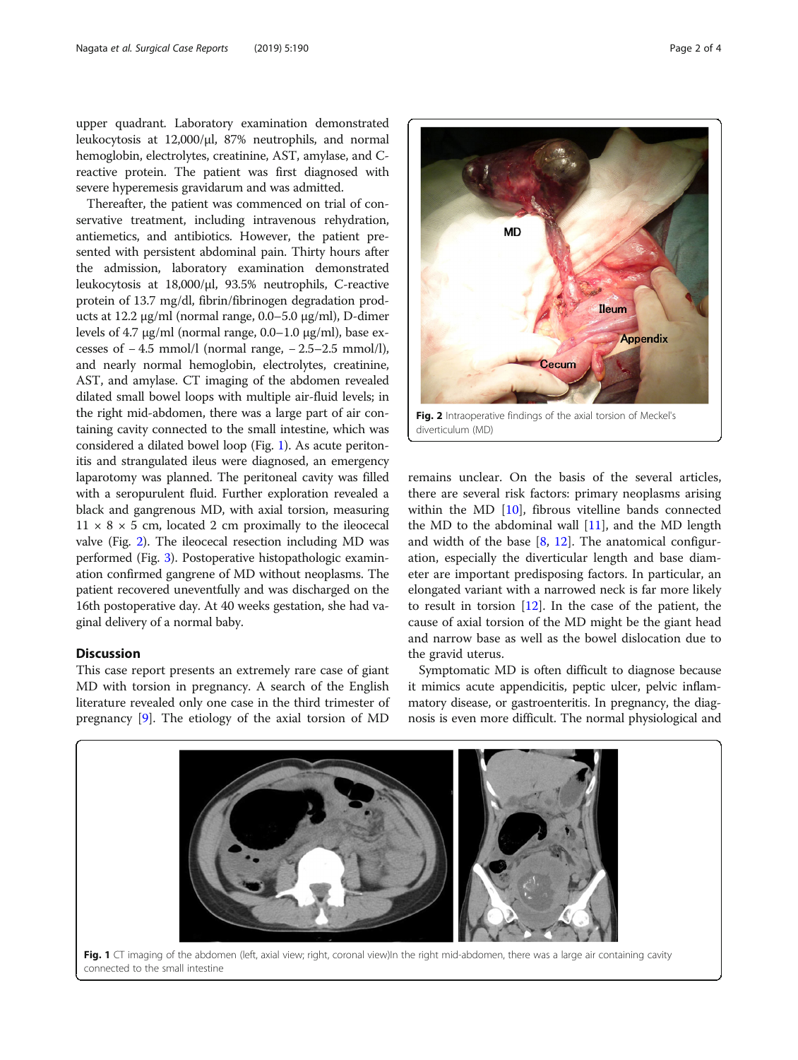upper quadrant. Laboratory examination demonstrated leukocytosis at 12,000/μl, 87% neutrophils, and normal hemoglobin, electrolytes, creatinine, AST, amylase, and C-reactive protein. The patient was first diagnosed with severe hyperemesis gravidarum and was admitted.

Thereafter, the patient was commenced on trial of conservative treatment, including intravenous rehydration, antiemetics, and antibiotics. However, the patient presented with persistent abdominal pain. Thirty hours after the admission, laboratory examination demonstrated leukocytosis at 18,000/μl, 93.5% neutrophils, C-reactive protein of 13.7 mg/dl, fibrin/fibrinogen degradation products at 12.2 μg/ml (normal range, 0.0–5.0 μg/ml), D-dimer levels of 4.7 μg/ml (normal range, 0.0–1.0 μg/ml), base excesses of − 4.5 mmol/l (normal range, − 2.5–2.5 mmol/l), and nearly normal hemoglobin, electrolytes, creatinine, AST, and amylase. CT imaging of the abdomen revealed dilated small bowel loops with multiple air-fluid levels; in the right mid-abdomen, there was a large part of air containing cavity connected to the small intestine, which was considered a dilated bowel loop (Fig. 1). As acute peritonitis and strangulated ileus were diagnosed, an emergency laparotomy was planned. The peritoneal cavity was filled with a seropurulent fluid. Further exploration revealed a black and gangrenous MD, with axial torsion, measuring 11 × 8 × 5 cm, located 2 cm proximally to the ileocecal valve (Fig. 2). The ileocecal resection including MD was performed (Fig. 3). Postoperative histopathologic examination confirmed gangrene of MD without neoplasms. The patient recovered uneventfully and was discharged on the 16th postoperative day. At 40 weeks gestation, she had vaginal delivery of a normal baby.

**Fig. 2** Intraoperative findings of the axial torsion of Meckel's diverticulum (MD)

## Discussion

This case report presents an extremely rare case of giant MD with torsion in pregnancy. A search of the English literature revealed only one case in the third trimester of pregnancy [9]. The etiology of the axial torsion of MD remains unclear. On the basis of the several articles, there are several risk factors: primary neoplasms arising within the MD [10], fibrous vitelline bands connected the MD to the abdominal wall [11], and the MD length and width of the base [8, 12]. The anatomical configuration, especially the diverticular length and base diameter are important predisposing factors. In particular, an elongated variant with a narrowed neck is far more likely to result in torsion [12]. In the case of the patient, the cause of axial torsion of the MD might be the giant head and narrow base as well as the bowel dislocation due to the gravid uterus.

Symptomatic MD is often difficult to diagnose because it mimics acute appendicitis, peptic ulcer, pelvic inflammatory disease, or gastroenteritis. In pregnancy, the diagnosis is even more difficult. The normal physiological and

**Fig. 1** CT imaging of the abdomen (left, axial view; right, coronal view)In the right mid-abdomen, there was a large air containing cavity connected to the small intestine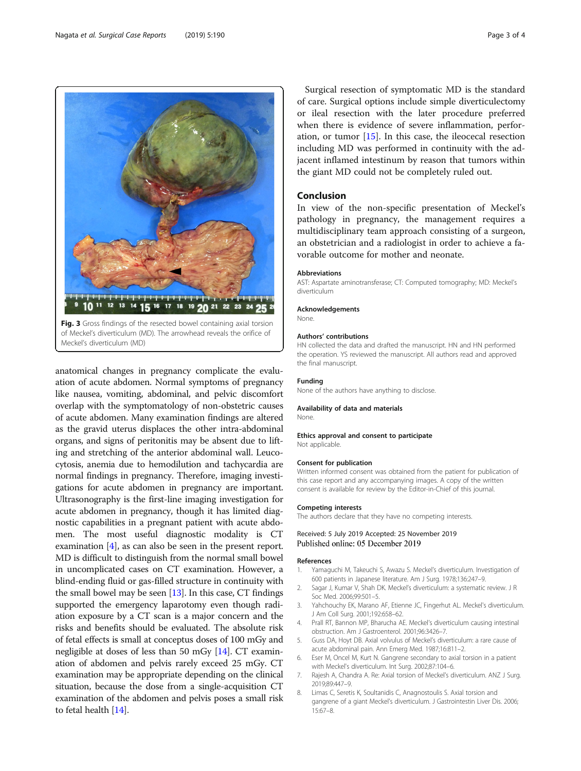Fig. 3 Gross findings of the resected bowel containing axial torsion of Meckel's diverticulum (MD). The arrowhead reveals the orifice of Meckel's diverticulum (MD)

anatomical changes in pregnancy complicate the evaluation of acute abdomen. Normal symptoms of pregnancy like nausea, vomiting, abdominal, and pelvic discomfort overlap with the symptomatology of non-obstetric causes of acute abdomen. Many examination findings are altered as the gravid uterus displaces the other intra-abdominal organs, and signs of peritonitis may be absent due to lifting and stretching of the anterior abdominal wall. Leucocytosis, anemia due to hemodilution and tachycardia are normal findings in pregnancy. Therefore, imaging investigations for acute abdomen in pregnancy are important. Ultrasonography is the first-line imaging investigation for acute abdomen in pregnancy, though it has limited diagnostic capabilities in a pregnant patient with acute abdomen. The most useful diagnostic modality is CT examination [4], as can also be seen in the present report. MD is difficult to distinguish from the normal small bowel in uncomplicated cases on CT examination. However, a blind-ending fluid or gas-filled structure in continuity with the small bowel may be seen [13]. In this case, CT findings supported the emergency laparotomy even though radiation exposure by a CT scan is a major concern and the risks and benefits should be evaluated. The absolute risk of fetal effects is small at conceptus doses of 100 mGy and negligible at doses of less than 50 mGy [14]. CT examination of abdomen and pelvis rarely exceed 25 mGy. CT examination may be appropriate depending on the clinical situation, because the dose from a single-acquisition CT examination of the abdomen and pelvis poses a small risk to fetal health [14].

Surgical resection of symptomatic MD is the standard of care. Surgical options include simple diverticulectomy or ileal resection with the later procedure preferred when there is evidence of severe inflammation, perforation, or tumor [15]. In this case, the ileocecal resection including MD was performed in continuity with the adjacent inflamed intestinum by reason that tumors within the giant MD could not be completely ruled out.

## Conclusion

In view of the non-specific presentation of Meckel's pathology in pregnancy, the management requires a multidisciplinary team approach consisting of a surgeon, an obstetrician and a radiologist in order to achieve a favorable outcome for mother and neonate.

### Abbreviations

AST: Aspartate aminotransferase; CT: Computed tomography; MD: Meckel's diverticulum

### Acknowledgements

None.

### Authors' contributions

HN collected the data and drafted the manuscript. HN and HN performed the operation. YS reviewed the manuscript. All authors read and approved the final manuscript.

### Funding

None of the authors have anything to disclose.

### Availability of data and materials

None.

### Ethics approval and consent to participate

Not applicable.

### Consent for publication

Written informed consent was obtained from the patient for publication of this case report and any accompanying images. A copy of the written consent is available for review by the Editor-in-Chief of this journal.

### Competing interests

The authors declare that they have no competing interests.

Received: 5 July 2019 Accepted: 25 November 2019
Published online: 05 December 2019

### References

1. Yamaguchi M, Takeuchi S, Awazu S. Meckel's diverticulum. Investigation of 600 patients in Japanese literature. Am J Surg. 1978;136:247–9.
2. Sagar J, Kumar V, Shah DK. Meckel's diverticulum: a systematic review. J R Soc Med. 2006;99:501–5.
3. Yahchouchy EK, Marano AF, Etienne JC, Fingerhut AL. Meckel's diverticulum. J Am Coll Surg. 2001;192:658–62.
4. Prall RT, Bannon MP, Bharucha AE. Meckel's diverticulum causing intestinal obstruction. Am J Gastroenterol. 2001;96:3426–7.
5. Guss DA, Hoyt DB. Axial volvulus of Meckel's diverticulum: a rare cause of acute abdominal pain. Ann Emerg Med. 1987;16:811–2.
6. Eser M, Oncel M, Kurt N. Gangrene secondary to axial torsion in a patient with Meckel's diverticulum. Int Surg. 2002;87:104–6.
7. Rajesh A, Chandra A. Re: Axial torsion of Meckel's diverticulum. ANZ J Surg. 2019;89:447–9.
8. Limas C, Seretis K, Soultanidis C, Anagnostoulis S. Axial torsion and gangrene of a giant Meckel's diverticulum. J Gastrointestin Liver Dis. 2006;15:67–8.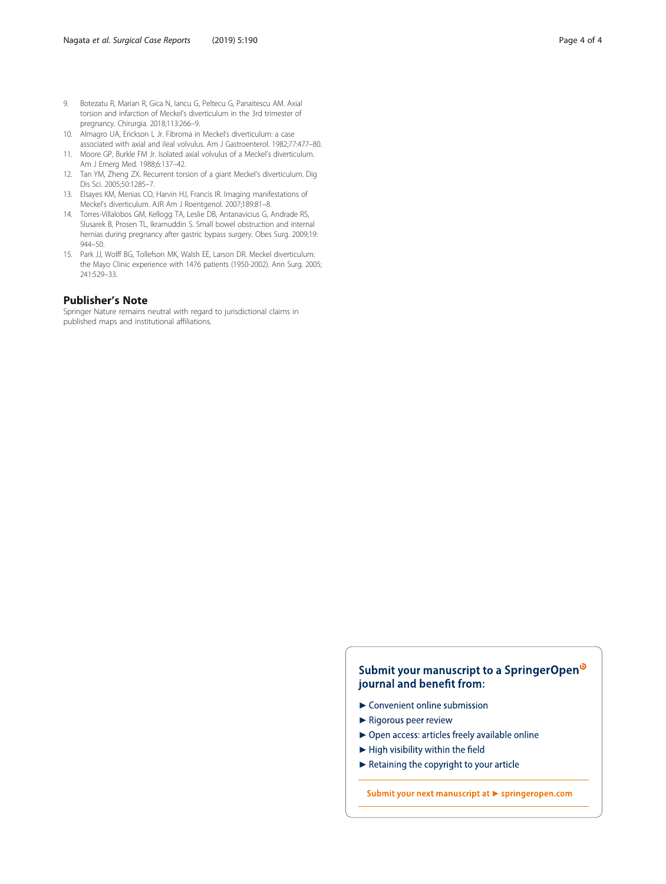9. Botezatu R, Marian R, Gica N, Iancu G, Peltecu G, Panaitescu AM. Axial torsion and infarction of Meckel's diverticulum in the 3rd trimester of pregnancy. Chirurgia. 2018;113:266–9.
10. Almagro UA, Erickson L Jr. Fibroma in Meckel's diverticulum: a case associated with axial and ileal volvulus. Am J Gastroenterol. 1982;77:477–80.
11. Moore GP, Burkle FM Jr. Isolated axial volvulus of a Meckel's diverticulum. Am J Emerg Med. 1988;6:137–42.
12. Tan YM, Zheng ZX. Recurrent torsion of a giant Meckel's diverticulum. Dig Dis Sci. 2005;50:1285–7.
13. Elsayes KM, Menias CO, Harvin HJ, Francis IR. Imaging manifestations of Meckel's diverticulum. AJR Am J Roentgenol. 2007;189:81–8.
14. Torres-Villalobos GM, Kellogg TA, Leslie DB, Antanavicius G, Andrade RS, Slusarek B, Prosen TL, Ikramuddin S. Small bowel obstruction and internal hernias during pregnancy after gastric bypass surgery. Obes Surg. 2009;19:944–50.
15. Park JJ, Wolff BG, Tollefson MK, Walsh EE, Larson DR. Meckel diverticulum: the Mayo Clinic experience with 1476 patients (1950-2002). Ann Surg. 2005;241:529–33.

## Publisher's Note

Springer Nature remains neutral with regard to jurisdictional claims in published maps and institutional affiliations.

**Submit your manuscript to a SpringerOpen journal and benefit from:**

- ► Convenient online submission
- ► Rigorous peer review
- ► Open access: articles freely available online
- ► High visibility within the field
- ► Retaining the copyright to your article

**Submit your next manuscript at ► springeropen.com**